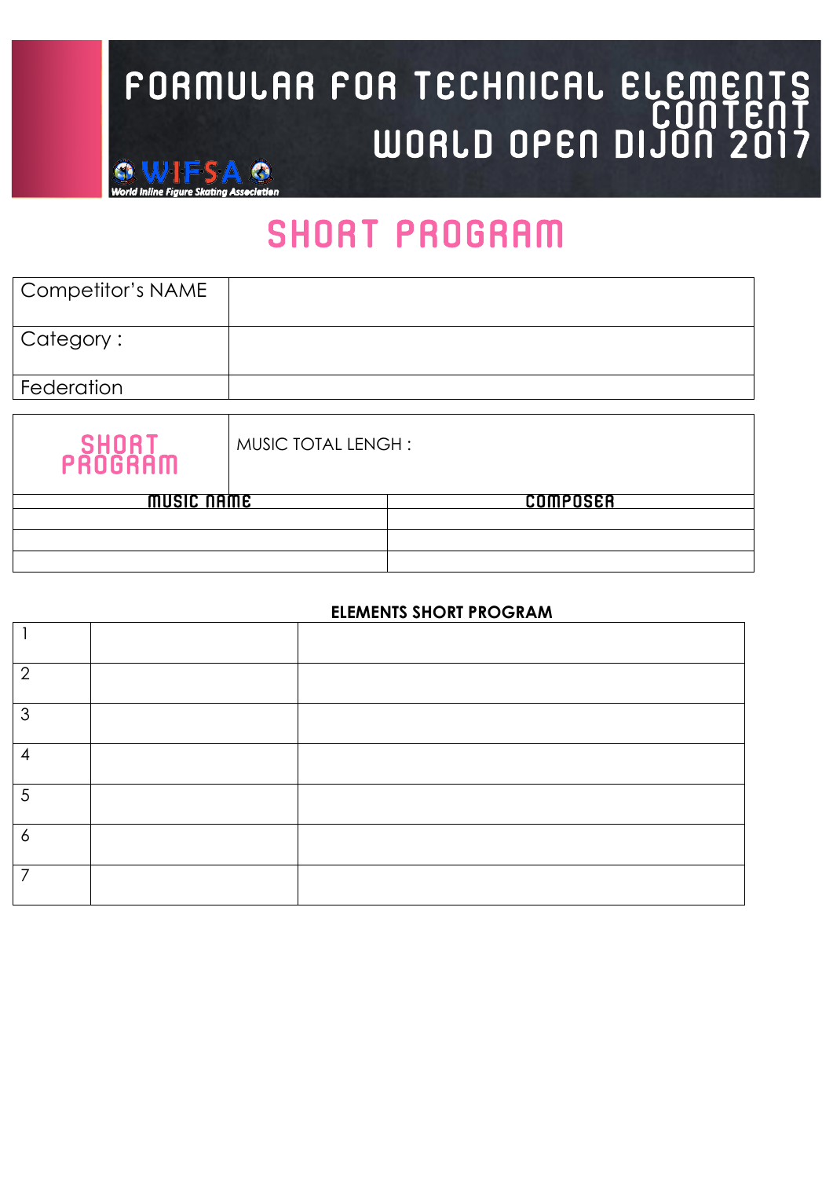# FORMULAR FOR TECHNICAL ELEMENTS CONTENT WORLD OPEN DIJON 2017

WIFSA
World Inline Figure Skating Association

## SHORT PROGRAM

| Competitor's NAME | |
|---|---|
| Category : | |
| Federation | |

| SHORT PROGRAM | MUSIC TOTAL LENGH : |
|---|---|
| **MUSIC NAME** | **COMPOSER** |
| | |
| | |
| | |

**ELEMENTS SHORT PROGRAM**

| | | |
|---|---|---|
| 1 | | |
| 2 | | |
| 3 | | |
| 4 | | |
| 5 | | |
| 6 | | |
| 7 | | |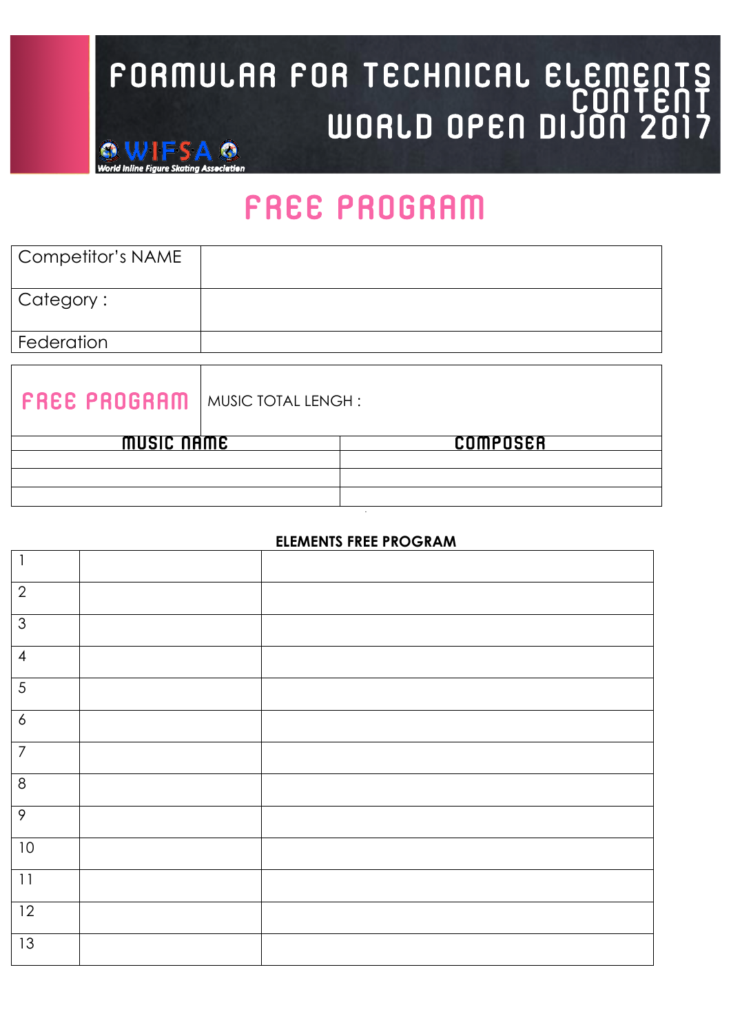# FORMULAR FOR TECHNICAL ELEMENTS CONTENT WORLD OPEN DIJON 2017

WIFSA
World Inline Figure Skating Association

## FREE PROGRAM

| Competitor's NAME | |
|---|---|
| Category : | |
| Federation | |

| FREE PROGRAM | MUSIC TOTAL LENGH : |
|---|---|
| **MUSIC NAME** | **COMPOSER** |
| | |
| | |
| | |

**ELEMENTS FREE PROGRAM**

| | | |
|---|---|---|
| 1 | | |
| 2 | | |
| 3 | | |
| 4 | | |
| 5 | | |
| 6 | | |
| 7 | | |
| 8 | | |
| 9 | | |
| 10 | | |
| 11 | | |
| 12 | | |
| 13 | | |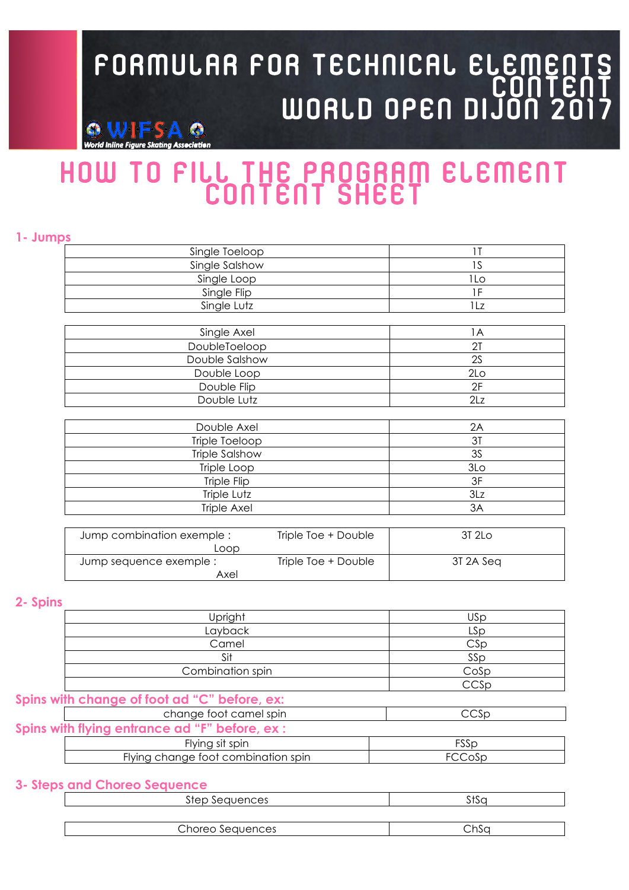# FORMULAR FOR TECHNICAL ELEMENTS CONTENT WORLD OPEN DIJON 2017

WIFSA
World Inline Figure Skating Association

# HOW TO FILL THE PROGRAM ELEMENT CONTENT SHEET

## 1- Jumps

| | |
|---|---|
| Single Toeloop | 1T |
| Single Salshow | 1S |
| Single Loop | 1Lo |
| Single Flip | 1F |
| Single Lutz | 1Lz |

| | |
|---|---|
| Single Axel | 1A |
| DoubleToeloop | 2T |
| Double Salshow | 2S |
| Double Loop | 2Lo |
| Double Flip | 2F |
| Double Lutz | 2Lz |

| | |
|---|---|
| Double Axel | 2A |
| Triple Toeloop | 3T |
| Triple Salshow | 3S |
| Triple Loop | 3Lo |
| Triple Flip | 3F |
| Triple Lutz | 3Lz |
| Triple Axel | 3A |

| | |
|---|---|
| Jump combination exemple : Triple Toe + Double Loop | 3T 2Lo |
| Jump sequence exemple : Triple Toe + Double Axel | 3T 2A Seq |

## 2- Spins

| | |
|---|---|
| Upright | USp |
| Layback | LSp |
| Camel | CSp |
| Sit | SSp |
| Combination spin | CoSp |
| | CCSp |

**Spins with change of foot ad "C" before, ex:**

| | |
|---|---|
| change foot camel spin | CCSp |

**Spins with flying entrance ad "F" before, ex :**

| | |
|---|---|
| Flying sit spin | FSSp |
| Flying change foot combination spin | FCCoSp |

## 3- Steps and Choreo Sequence

| | |
|---|---|
| Step Sequences | StSq |

| | |
|---|---|
| Choreo Sequences | ChSq |